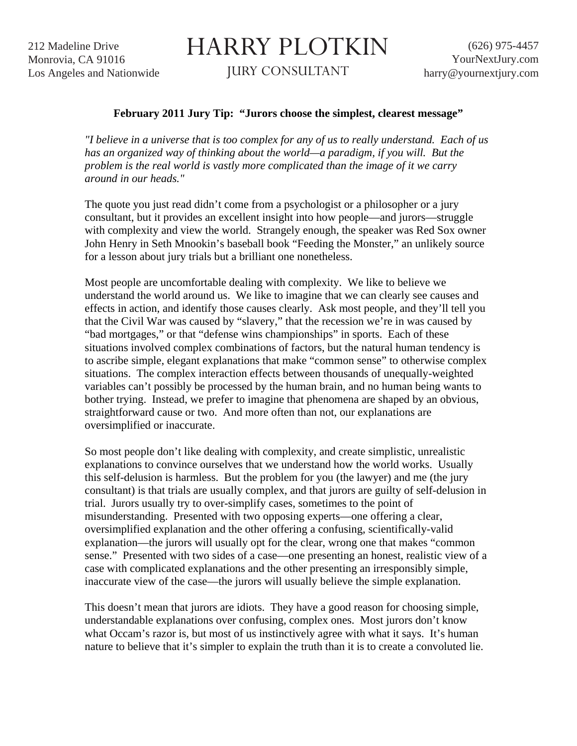212 Madeline Drive
Monrovia, CA 91016
Los Angeles and Nationwide

# HARRY PLOTKIN

JURY CONSULTANT

(626) 975-4457
YourNextJury.com
harry@yournextjury.com

**February 2011 Jury Tip: "Jurors choose the simplest, clearest message"**

*"I believe in a universe that is too complex for any of us to really understand. Each of us has an organized way of thinking about the world—a paradigm, if you will. But the problem is the real world is vastly more complicated than the image of it we carry around in our heads."*

The quote you just read didn't come from a psychologist or a philosopher or a jury consultant, but it provides an excellent insight into how people—and jurors—struggle with complexity and view the world. Strangely enough, the speaker was Red Sox owner John Henry in Seth Mnookin's baseball book "Feeding the Monster," an unlikely source for a lesson about jury trials but a brilliant one nonetheless.

Most people are uncomfortable dealing with complexity. We like to believe we understand the world around us. We like to imagine that we can clearly see causes and effects in action, and identify those causes clearly. Ask most people, and they'll tell you that the Civil War was caused by "slavery," that the recession we're in was caused by "bad mortgages," or that "defense wins championships" in sports. Each of these situations involved complex combinations of factors, but the natural human tendency is to ascribe simple, elegant explanations that make "common sense" to otherwise complex situations. The complex interaction effects between thousands of unequally-weighted variables can't possibly be processed by the human brain, and no human being wants to bother trying. Instead, we prefer to imagine that phenomena are shaped by an obvious, straightforward cause or two. And more often than not, our explanations are oversimplified or inaccurate.

So most people don't like dealing with complexity, and create simplistic, unrealistic explanations to convince ourselves that we understand how the world works. Usually this self-delusion is harmless. But the problem for you (the lawyer) and me (the jury consultant) is that trials are usually complex, and that jurors are guilty of self-delusion in trial. Jurors usually try to over-simplify cases, sometimes to the point of misunderstanding. Presented with two opposing experts—one offering a clear, oversimplified explanation and the other offering a confusing, scientifically-valid explanation—the jurors will usually opt for the clear, wrong one that makes "common sense." Presented with two sides of a case—one presenting an honest, realistic view of a case with complicated explanations and the other presenting an irresponsibly simple, inaccurate view of the case—the jurors will usually believe the simple explanation.

This doesn't mean that jurors are idiots. They have a good reason for choosing simple, understandable explanations over confusing, complex ones. Most jurors don't know what Occam's razor is, but most of us instinctively agree with what it says. It's human nature to believe that it's simpler to explain the truth than it is to create a convoluted lie.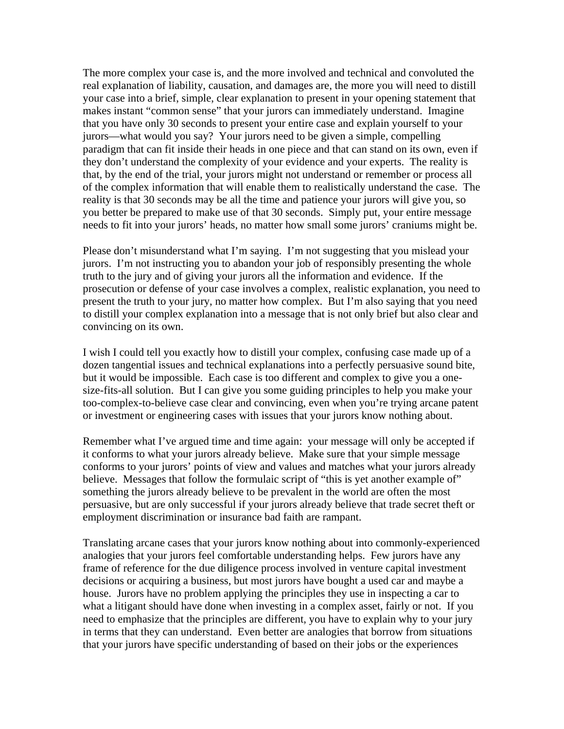The more complex your case is, and the more involved and technical and convoluted the real explanation of liability, causation, and damages are, the more you will need to distill your case into a brief, simple, clear explanation to present in your opening statement that makes instant "common sense" that your jurors can immediately understand. Imagine that you have only 30 seconds to present your entire case and explain yourself to your jurors—what would you say? Your jurors need to be given a simple, compelling paradigm that can fit inside their heads in one piece and that can stand on its own, even if they don't understand the complexity of your evidence and your experts. The reality is that, by the end of the trial, your jurors might not understand or remember or process all of the complex information that will enable them to realistically understand the case. The reality is that 30 seconds may be all the time and patience your jurors will give you, so you better be prepared to make use of that 30 seconds. Simply put, your entire message needs to fit into your jurors' heads, no matter how small some jurors' craniums might be.

Please don't misunderstand what I'm saying. I'm not suggesting that you mislead your jurors. I'm not instructing you to abandon your job of responsibly presenting the whole truth to the jury and of giving your jurors all the information and evidence. If the prosecution or defense of your case involves a complex, realistic explanation, you need to present the truth to your jury, no matter how complex. But I'm also saying that you need to distill your complex explanation into a message that is not only brief but also clear and convincing on its own.

I wish I could tell you exactly how to distill your complex, confusing case made up of a dozen tangential issues and technical explanations into a perfectly persuasive sound bite, but it would be impossible. Each case is too different and complex to give you a one-size-fits-all solution. But I can give you some guiding principles to help you make your too-complex-to-believe case clear and convincing, even when you're trying arcane patent or investment or engineering cases with issues that your jurors know nothing about.

Remember what I've argued time and time again: your message will only be accepted if it conforms to what your jurors already believe. Make sure that your simple message conforms to your jurors' points of view and values and matches what your jurors already believe. Messages that follow the formulaic script of "this is yet another example of" something the jurors already believe to be prevalent in the world are often the most persuasive, but are only successful if your jurors already believe that trade secret theft or employment discrimination or insurance bad faith are rampant.

Translating arcane cases that your jurors know nothing about into commonly-experienced analogies that your jurors feel comfortable understanding helps. Few jurors have any frame of reference for the due diligence process involved in venture capital investment decisions or acquiring a business, but most jurors have bought a used car and maybe a house. Jurors have no problem applying the principles they use in inspecting a car to what a litigant should have done when investing in a complex asset, fairly or not. If you need to emphasize that the principles are different, you have to explain why to your jury in terms that they can understand. Even better are analogies that borrow from situations that your jurors have specific understanding of based on their jobs or the experiences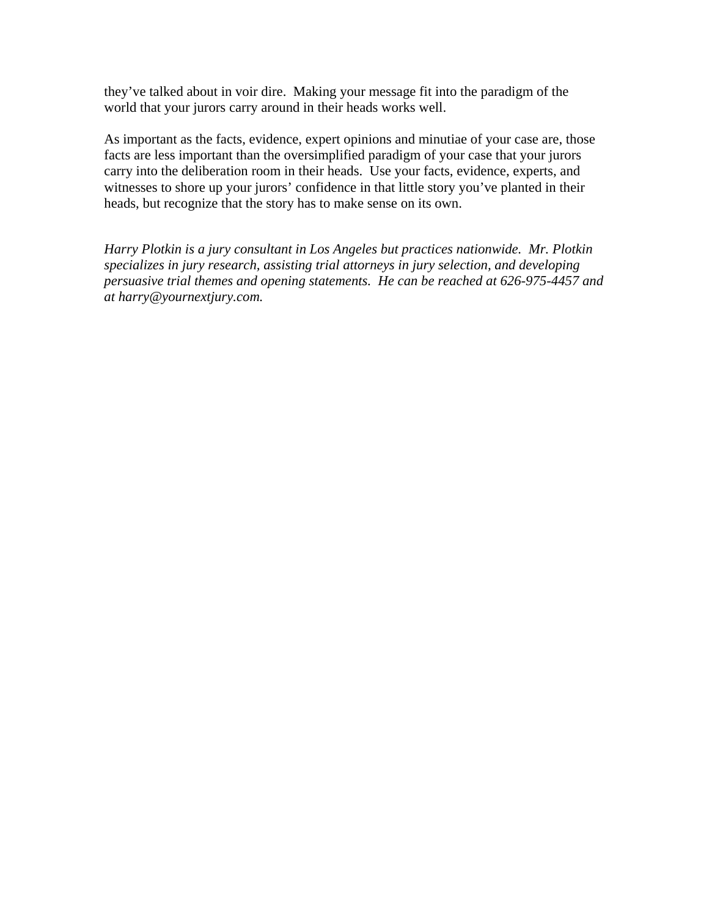they've talked about in voir dire. Making your message fit into the paradigm of the world that your jurors carry around in their heads works well.

As important as the facts, evidence, expert opinions and minutiae of your case are, those facts are less important than the oversimplified paradigm of your case that your jurors carry into the deliberation room in their heads. Use your facts, evidence, experts, and witnesses to shore up your jurors' confidence in that little story you've planted in their heads, but recognize that the story has to make sense on its own.

*Harry Plotkin is a jury consultant in Los Angeles but practices nationwide. Mr. Plotkin specializes in jury research, assisting trial attorneys in jury selection, and developing persuasive trial themes and opening statements. He can be reached at 626-975-4457 and at harry@yournextjury.com.*